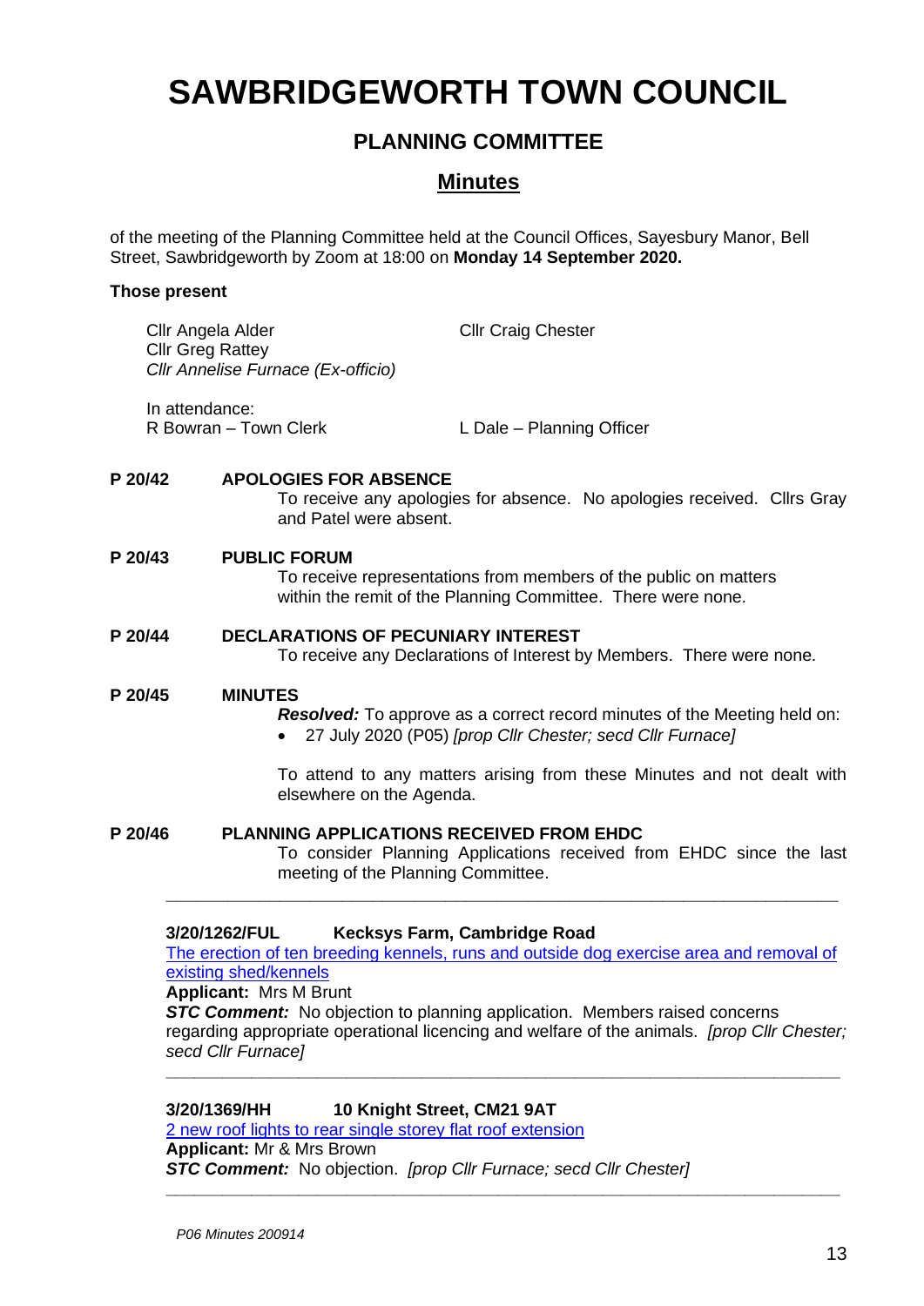# SAWBRIDGEWORTH TOWN COUNCIL

## PLANNING COMMITTEE

## Minutes

of the meeting of the Planning Committee held at the Council Offices, Sayesbury Manor, Bell Street, Sawbridgeworth by Zoom at 18:00 on **Monday 14 September 2020.**

**Those present**

Cllr Angela Alder
Cllr Craig Chester
Cllr Greg Rattey
*Cllr Annelise Furnace (Ex-officio)*

In attendance:
R Bowran – Town Clerk
L Dale – Planning Officer

**P 20/42 APOLOGIES FOR ABSENCE**

To receive any apologies for absence. No apologies received. Cllrs Gray and Patel were absent.

**P 20/43 PUBLIC FORUM**

To receive representations from members of the public on matters within the remit of the Planning Committee. There were none.

**P 20/44 DECLARATIONS OF PECUNIARY INTEREST**

To receive any Declarations of Interest by Members. There were none.

**P 20/45 MINUTES**

***Resolved:*** To approve as a correct record minutes of the Meeting held on:

- 27 July 2020 (P05) *[prop Cllr Chester; secd Cllr Furnace]*

To attend to any matters arising from these Minutes and not dealt with elsewhere on the Agenda.

**P 20/46 PLANNING APPLICATIONS RECEIVED FROM EHDC**

To consider Planning Applications received from EHDC since the last meeting of the Planning Committee.

---

**3/20/1262/FUL Kecksys Farm, Cambridge Road**

The erection of ten breeding kennels, runs and outside dog exercise area and removal of existing shed/kennels

**Applicant:** Mrs M Brunt

***STC Comment:*** No objection to planning application. Members raised concerns regarding appropriate operational licencing and welfare of the animals. *[prop Cllr Chester; secd Cllr Furnace]*

---

**3/20/1369/HH 10 Knight Street, CM21 9AT**

2 new roof lights to rear single storey flat roof extension

**Applicant:** Mr & Mrs Brown

***STC Comment:*** No objection. *[prop Cllr Furnace; secd Cllr Chester]*

---

*P06 Minutes 200914*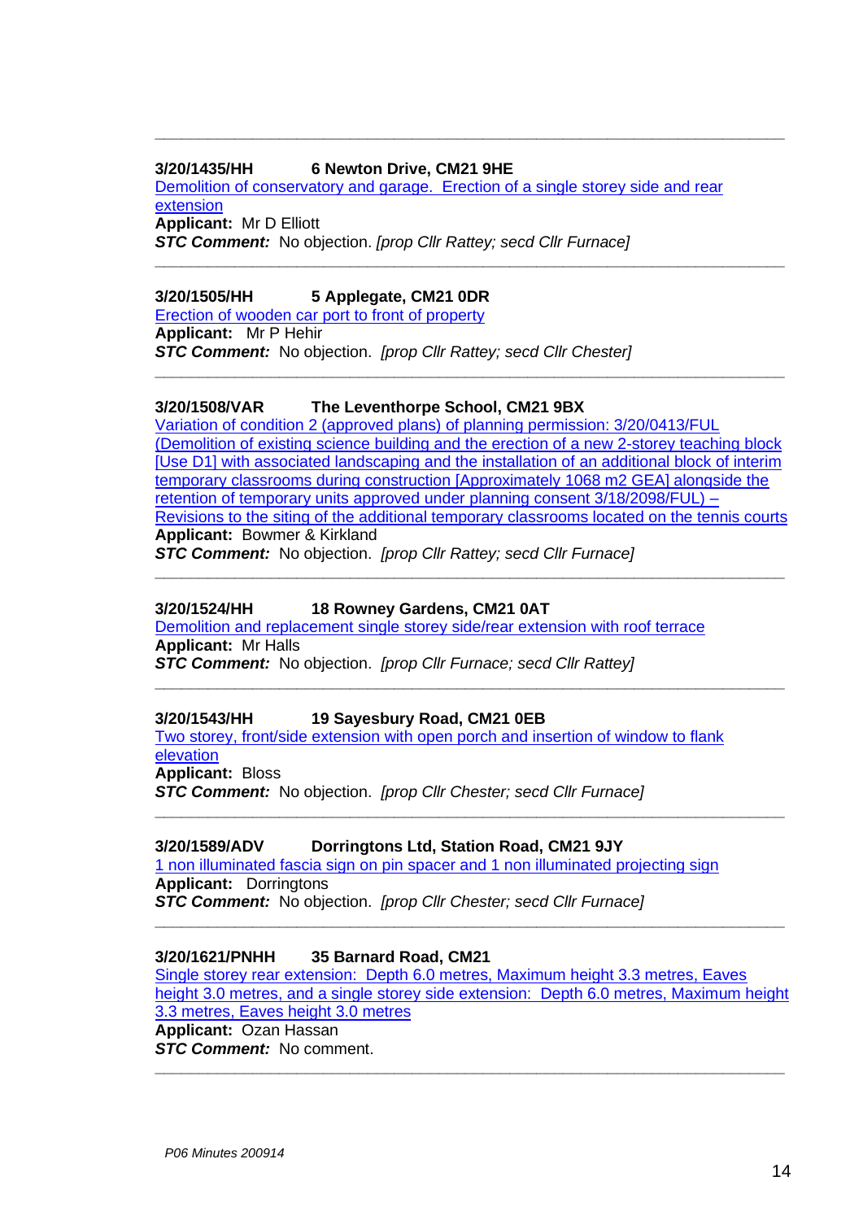---

**3/20/1435/HH 6 Newton Drive, CM21 9HE**

Demolition of conservatory and garage. Erection of a single storey side and rear extension

**Applicant:** Mr D Elliott

***STC Comment:*** No objection. *[prop Cllr Rattey; secd Cllr Furnace]*

---

**3/20/1505/HH 5 Applegate, CM21 0DR**

Erection of wooden car port to front of property

**Applicant:** Mr P Hehir

***STC Comment:*** No objection. *[prop Cllr Rattey; secd Cllr Chester]*

---

**3/20/1508/VAR The Leventhorpe School, CM21 9BX**

Variation of condition 2 (approved plans) of planning permission: 3/20/0413/FUL (Demolition of existing science building and the erection of a new 2-storey teaching block [Use D1] with associated landscaping and the installation of an additional block of interim temporary classrooms during construction [Approximately 1068 m2 GEA] alongside the retention of temporary units approved under planning consent 3/18/2098/FUL) – Revisions to the siting of the additional temporary classrooms located on the tennis courts

**Applicant:** Bowmer & Kirkland

***STC Comment:*** No objection. *[prop Cllr Rattey; secd Cllr Furnace]*

---

**3/20/1524/HH 18 Rowney Gardens, CM21 0AT**

Demolition and replacement single storey side/rear extension with roof terrace

**Applicant:** Mr Halls

***STC Comment:*** No objection. *[prop Cllr Furnace; secd Cllr Rattey]*

---

**3/20/1543/HH 19 Sayesbury Road, CM21 0EB**

Two storey, front/side extension with open porch and insertion of window to flank elevation

**Applicant:** Bloss

***STC Comment:*** No objection. *[prop Cllr Chester; secd Cllr Furnace]*

---

**3/20/1589/ADV Dorringtons Ltd, Station Road, CM21 9JY**

1 non illuminated fascia sign on pin spacer and 1 non illuminated projecting sign

**Applicant:** Dorringtons

***STC Comment:*** No objection. *[prop Cllr Chester; secd Cllr Furnace]*

---

**3/20/1621/PNHH 35 Barnard Road, CM21**

Single storey rear extension: Depth 6.0 metres, Maximum height 3.3 metres, Eaves height 3.0 metres, and a single storey side extension: Depth 6.0 metres, Maximum height 3.3 metres, Eaves height 3.0 metres

**Applicant:** Ozan Hassan

***STC Comment:*** No comment.

---

*P06 Minutes 200914*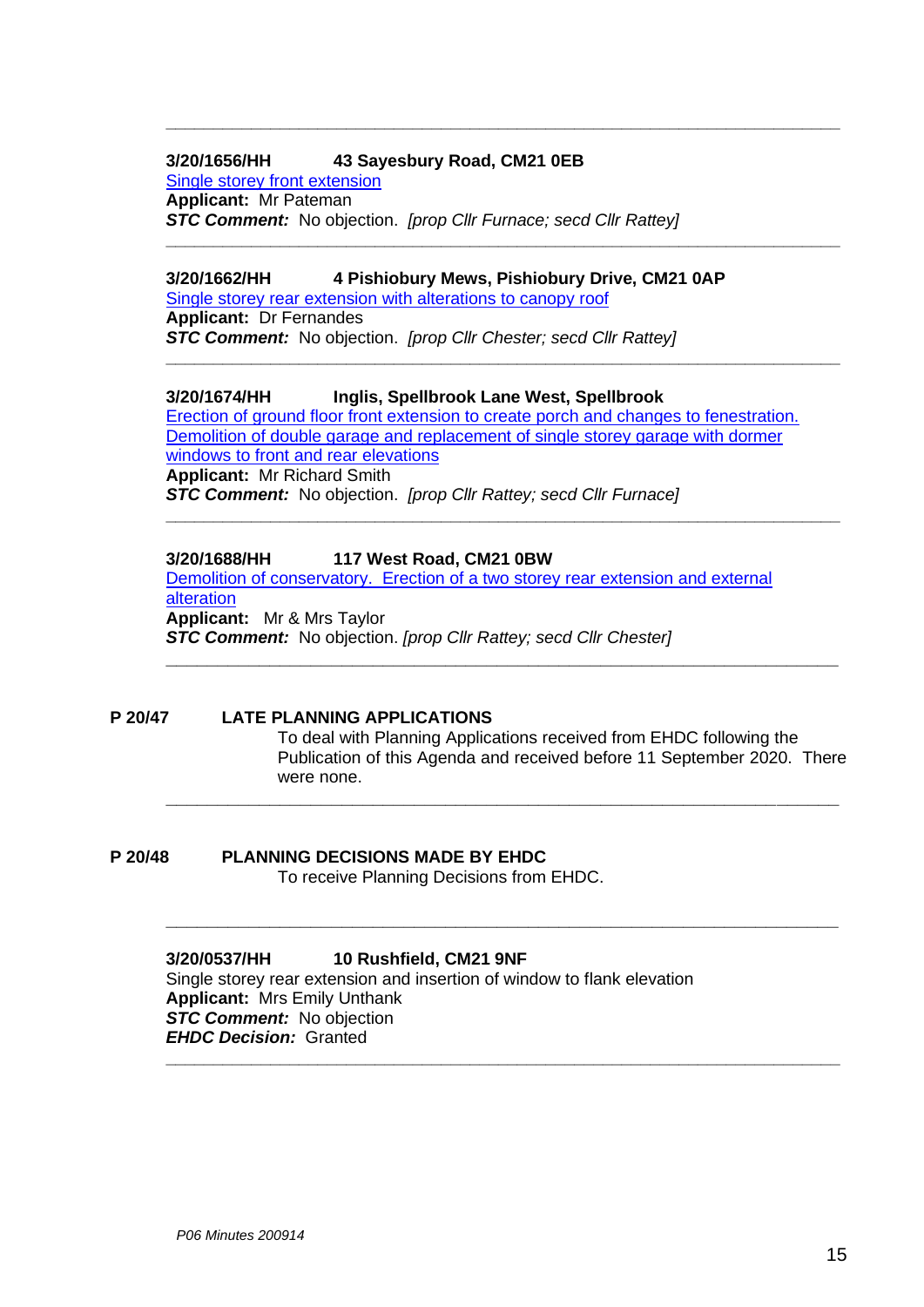---

**3/20/1656/HH 43 Sayesbury Road, CM21 0EB**

Single storey front extension

**Applicant:** Mr Pateman

***STC Comment:*** No objection. *[prop Cllr Furnace; secd Cllr Rattey]*

---

**3/20/1662/HH 4 Pishiobury Mews, Pishiobury Drive, CM21 0AP**

Single storey rear extension with alterations to canopy roof

**Applicant:** Dr Fernandes

***STC Comment:*** No objection. *[prop Cllr Chester; secd Cllr Rattey]*

---

**3/20/1674/HH Inglis, Spellbrook Lane West, Spellbrook**

Erection of ground floor front extension to create porch and changes to fenestration. Demolition of double garage and replacement of single storey garage with dormer windows to front and rear elevations

**Applicant:** Mr Richard Smith

***STC Comment:*** No objection. *[prop Cllr Rattey; secd Cllr Furnace]*

---

**3/20/1688/HH 117 West Road, CM21 0BW**

Demolition of conservatory. Erection of a two storey rear extension and external alteration

**Applicant:** Mr & Mrs Taylor

***STC Comment:*** No objection. *[prop Cllr Rattey; secd Cllr Chester]*

---

**P 20/47 LATE PLANNING APPLICATIONS**

To deal with Planning Applications received from EHDC following the Publication of this Agenda and received before 11 September 2020. There were none.

---

**P 20/48 PLANNING DECISIONS MADE BY EHDC**

To receive Planning Decisions from EHDC.

---

**3/20/0537/HH 10 Rushfield, CM21 9NF**

Single storey rear extension and insertion of window to flank elevation

**Applicant:** Mrs Emily Unthank

***STC Comment:*** No objection

***EHDC Decision:*** Granted

---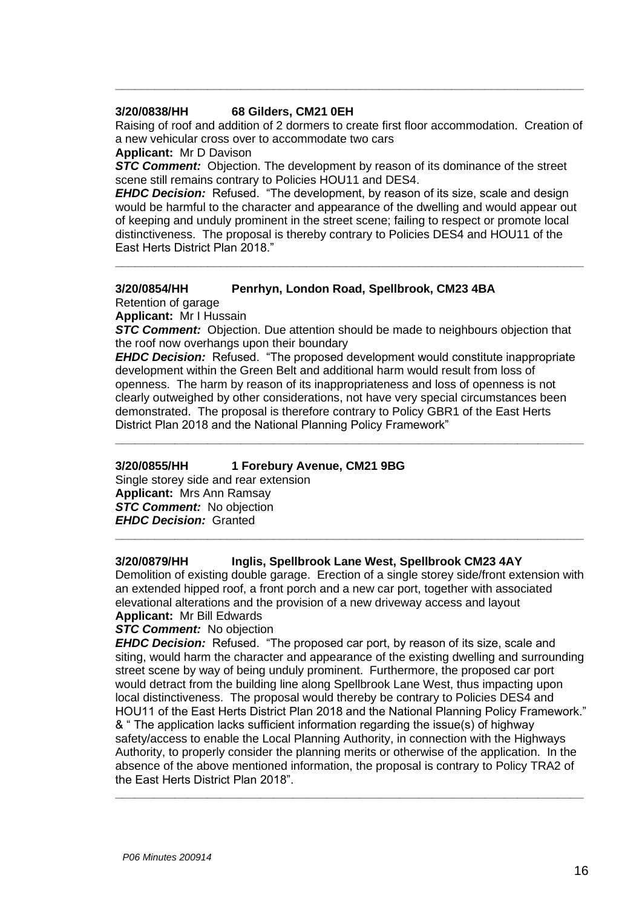---

**3/20/0838/HH 68 Gilders, CM21 0EH**

Raising of roof and addition of 2 dormers to create first floor accommodation. Creation of a new vehicular cross over to accommodate two cars

**Applicant:** Mr D Davison

***STC Comment:*** Objection. The development by reason of its dominance of the street scene still remains contrary to Policies HOU11 and DES4.

***EHDC Decision:*** Refused. "The development, by reason of its size, scale and design would be harmful to the character and appearance of the dwelling and would appear out of keeping and unduly prominent in the street scene; failing to respect or promote local distinctiveness. The proposal is thereby contrary to Policies DES4 and HOU11 of the East Herts District Plan 2018."

---

**3/20/0854/HH Penrhyn, London Road, Spellbrook, CM23 4BA**

Retention of garage

**Applicant:** Mr I Hussain

***STC Comment:*** Objection. Due attention should be made to neighbours objection that the roof now overhangs upon their boundary

***EHDC Decision:*** Refused. "The proposed development would constitute inappropriate development within the Green Belt and additional harm would result from loss of openness. The harm by reason of its inappropriateness and loss of openness is not clearly outweighed by other considerations, not have very special circumstances been demonstrated. The proposal is therefore contrary to Policy GBR1 of the East Herts District Plan 2018 and the National Planning Policy Framework"

---

**3/20/0855/HH 1 Forebury Avenue, CM21 9BG**

Single storey side and rear extension

**Applicant:** Mrs Ann Ramsay

***STC Comment:*** No objection

***EHDC Decision:*** Granted

---

**3/20/0879/HH Inglis, Spellbrook Lane West, Spellbrook CM23 4AY**

Demolition of existing double garage. Erection of a single storey side/front extension with an extended hipped roof, a front porch and a new car port, together with associated elevational alterations and the provision of a new driveway access and layout

**Applicant:** Mr Bill Edwards

***STC Comment:*** No objection

***EHDC Decision:*** Refused. "The proposed car port, by reason of its size, scale and siting, would harm the character and appearance of the existing dwelling and surrounding street scene by way of being unduly prominent. Furthermore, the proposed car port would detract from the building line along Spellbrook Lane West, thus impacting upon local distinctiveness. The proposal would thereby be contrary to Policies DES4 and HOU11 of the East Herts District Plan 2018 and the National Planning Policy Framework." & " The application lacks sufficient information regarding the issue(s) of highway safety/access to enable the Local Planning Authority, in connection with the Highways Authority, to properly consider the planning merits or otherwise of the application. In the absence of the above mentioned information, the proposal is contrary to Policy TRA2 of the East Herts District Plan 2018".

---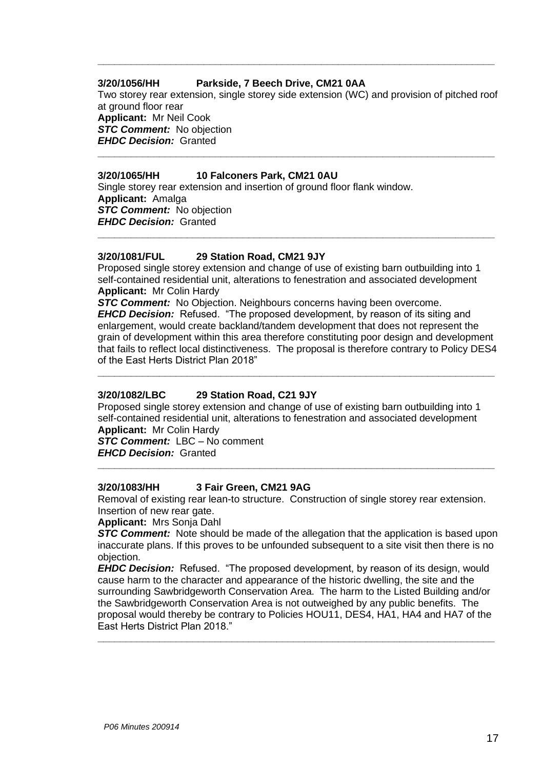---

**3/20/1056/HH Parkside, 7 Beech Drive, CM21 0AA**

Two storey rear extension, single storey side extension (WC) and provision of pitched roof at ground floor rear
**Applicant:** Mr Neil Cook
***STC Comment:*** No objection
***EHDC Decision:*** Granted

---

**3/20/1065/HH 10 Falconers Park, CM21 0AU**

Single storey rear extension and insertion of ground floor flank window.
**Applicant:** Amalga
***STC Comment:*** No objection
***EHDC Decision:*** Granted

---

**3/20/1081/FUL 29 Station Road, CM21 9JY**

Proposed single storey extension and change of use of existing barn outbuilding into 1 self-contained residential unit, alterations to fenestration and associated development
**Applicant:** Mr Colin Hardy
***STC Comment:*** No Objection. Neighbours concerns having been overcome.
***EHCD Decision:*** Refused. "The proposed development, by reason of its siting and enlargement, would create backland/tandem development that does not represent the grain of development within this area therefore constituting poor design and development that fails to reflect local distinctiveness. The proposal is therefore contrary to Policy DES4 of the East Herts District Plan 2018"

---

**3/20/1082/LBC 29 Station Road, C21 9JY**

Proposed single storey extension and change of use of existing barn outbuilding into 1 self-contained residential unit, alterations to fenestration and associated development
**Applicant:** Mr Colin Hardy
***STC Comment:*** LBC – No comment
***EHCD Decision:*** Granted

---

**3/20/1083/HH 3 Fair Green, CM21 9AG**

Removal of existing rear lean-to structure. Construction of single storey rear extension. Insertion of new rear gate.
**Applicant:** Mrs Sonja Dahl
***STC Comment:*** Note should be made of the allegation that the application is based upon inaccurate plans. If this proves to be unfounded subsequent to a site visit then there is no objection.
***EHDC Decision:*** Refused. "The proposed development, by reason of its design, would cause harm to the character and appearance of the historic dwelling, the site and the surrounding Sawbridgeworth Conservation Area. The harm to the Listed Building and/or the Sawbridgeworth Conservation Area is not outweighed by any public benefits. The proposal would thereby be contrary to Policies HOU11, DES4, HA1, HA4 and HA7 of the East Herts District Plan 2018."

---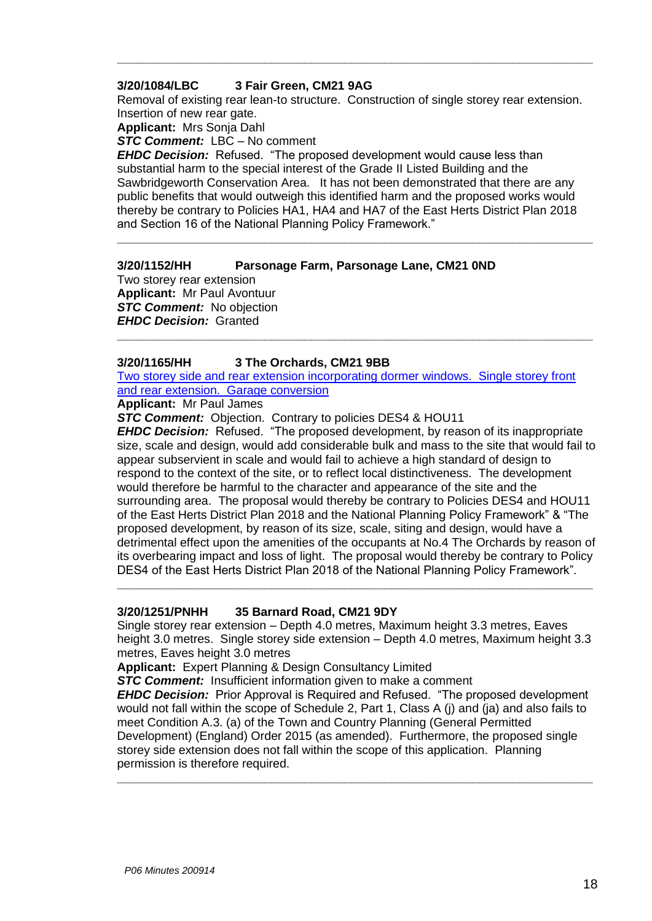---

**3/20/1084/LBC 3 Fair Green, CM21 9AG**

Removal of existing rear lean-to structure. Construction of single storey rear extension. Insertion of new rear gate.

**Applicant:** Mrs Sonja Dahl

***STC Comment:*** LBC – No comment

***EHDC Decision:*** Refused. "The proposed development would cause less than substantial harm to the special interest of the Grade II Listed Building and the Sawbridgeworth Conservation Area. It has not been demonstrated that there are any public benefits that would outweigh this identified harm and the proposed works would thereby be contrary to Policies HA1, HA4 and HA7 of the East Herts District Plan 2018 and Section 16 of the National Planning Policy Framework."

---

**3/20/1152/HH Parsonage Farm, Parsonage Lane, CM21 0ND**

Two storey rear extension

**Applicant:** Mr Paul Avontuur

***STC Comment:*** No objection

***EHDC Decision:*** Granted

---

**3/20/1165/HH 3 The Orchards, CM21 9BB**

Two storey side and rear extension incorporating dormer windows. Single storey front and rear extension. Garage conversion

**Applicant:** Mr Paul James

***STC Comment:*** Objection. Contrary to policies DES4 & HOU11

***EHDC Decision:*** Refused. "The proposed development, by reason of its inappropriate size, scale and design, would add considerable bulk and mass to the site that would fail to appear subservient in scale and would fail to achieve a high standard of design to respond to the context of the site, or to reflect local distinctiveness. The development would therefore be harmful to the character and appearance of the site and the surrounding area. The proposal would thereby be contrary to Policies DES4 and HOU11 of the East Herts District Plan 2018 and the National Planning Policy Framework" & "The proposed development, by reason of its size, scale, siting and design, would have a detrimental effect upon the amenities of the occupants at No.4 The Orchards by reason of its overbearing impact and loss of light. The proposal would thereby be contrary to Policy DES4 of the East Herts District Plan 2018 of the National Planning Policy Framework".

---

**3/20/1251/PNHH 35 Barnard Road, CM21 9DY**

Single storey rear extension – Depth 4.0 metres, Maximum height 3.3 metres, Eaves height 3.0 metres. Single storey side extension – Depth 4.0 metres, Maximum height 3.3 metres, Eaves height 3.0 metres

**Applicant:** Expert Planning & Design Consultancy Limited

***STC Comment:*** Insufficient information given to make a comment

***EHDC Decision:*** Prior Approval is Required and Refused. "The proposed development would not fall within the scope of Schedule 2, Part 1, Class A (j) and (ja) and also fails to meet Condition A.3. (a) of the Town and Country Planning (General Permitted Development) (England) Order 2015 (as amended). Furthermore, the proposed single storey side extension does not fall within the scope of this application. Planning permission is therefore required.

---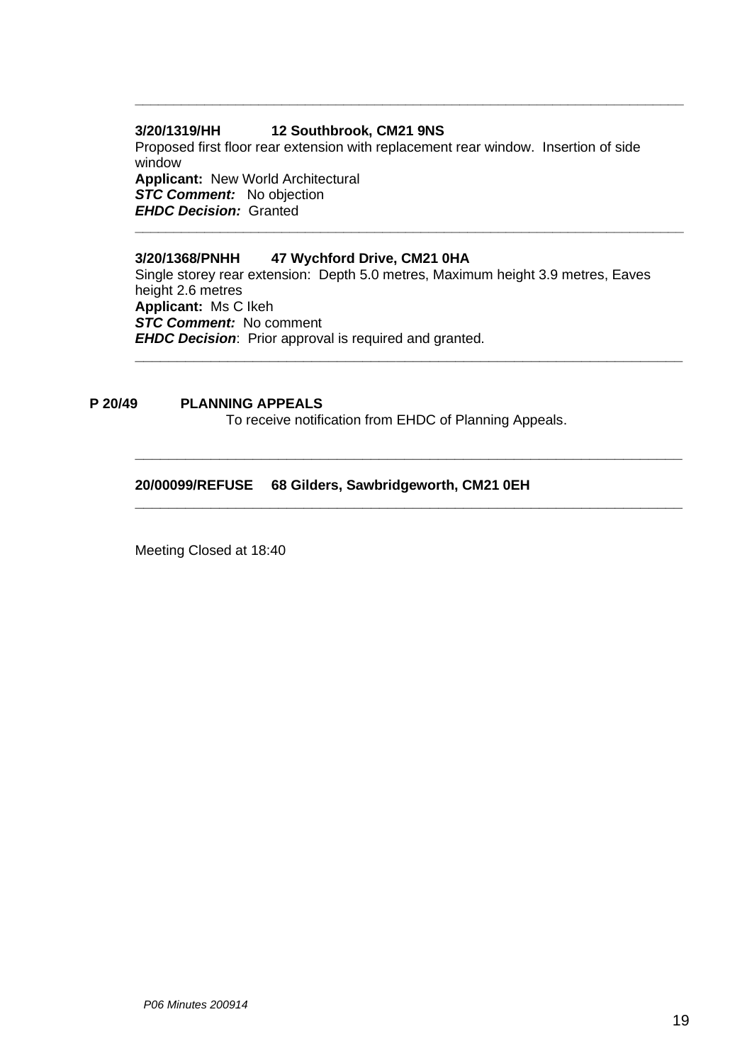---

**3/20/1319/HH 12 Southbrook, CM21 9NS**
Proposed first floor rear extension with replacement rear window. Insertion of side window
**Applicant:** New World Architectural
***STC Comment:*** No objection
***EHDC Decision:*** Granted

---

**3/20/1368/PNHH 47 Wychford Drive, CM21 0HA**
Single storey rear extension: Depth 5.0 metres, Maximum height 3.9 metres, Eaves height 2.6 metres
**Applicant:** Ms C Ikeh
***STC Comment:*** No comment
***EHDC Decision***: Prior approval is required and granted.

---

**P 20/49 PLANNING APPEALS**

To receive notification from EHDC of Planning Appeals.

---

**20/00099/REFUSE 68 Gilders, Sawbridgeworth, CM21 0EH**

---

Meeting Closed at 18:40

*P06 Minutes 200914*